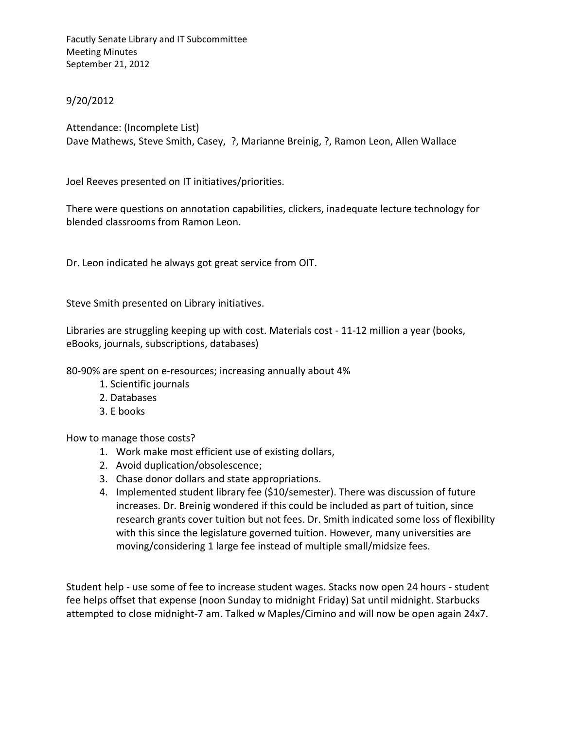Facutly Senate Library and IT Subcommittee
Meeting Minutes
September 21, 2012

9/20/2012

Attendance: (Incomplete List)
Dave Mathews, Steve Smith, Casey, ?, Marianne Breinig, ?, Ramon Leon, Allen Wallace

Joel Reeves presented on IT initiatives/priorities.

There were questions on annotation capabilities, clickers, inadequate lecture technology for blended classrooms from Ramon Leon.

Dr. Leon indicated he always got great service from OIT.

Steve Smith presented on Library initiatives.

Libraries are struggling keeping up with cost. Materials cost - 11-12 million a year (books, eBooks, journals, subscriptions, databases)

80-90% are spent on e-resources; increasing annually about 4%

1. Scientific journals
2. Databases
3. E books

How to manage those costs?

1. Work make most efficient use of existing dollars,
2. Avoid duplication/obsolescence;
3. Chase donor dollars and state appropriations.
4. Implemented student library fee ($10/semester). There was discussion of future increases. Dr. Breinig wondered if this could be included as part of tuition, since research grants cover tuition but not fees. Dr. Smith indicated some loss of flexibility with this since the legislature governed tuition. However, many universities are moving/considering 1 large fee instead of multiple small/midsize fees.

Student help - use some of fee to increase student wages. Stacks now open 24 hours - student fee helps offset that expense (noon Sunday to midnight Friday) Sat until midnight. Starbucks attempted to close midnight-7 am. Talked w Maples/Cimino and will now be open again 24x7.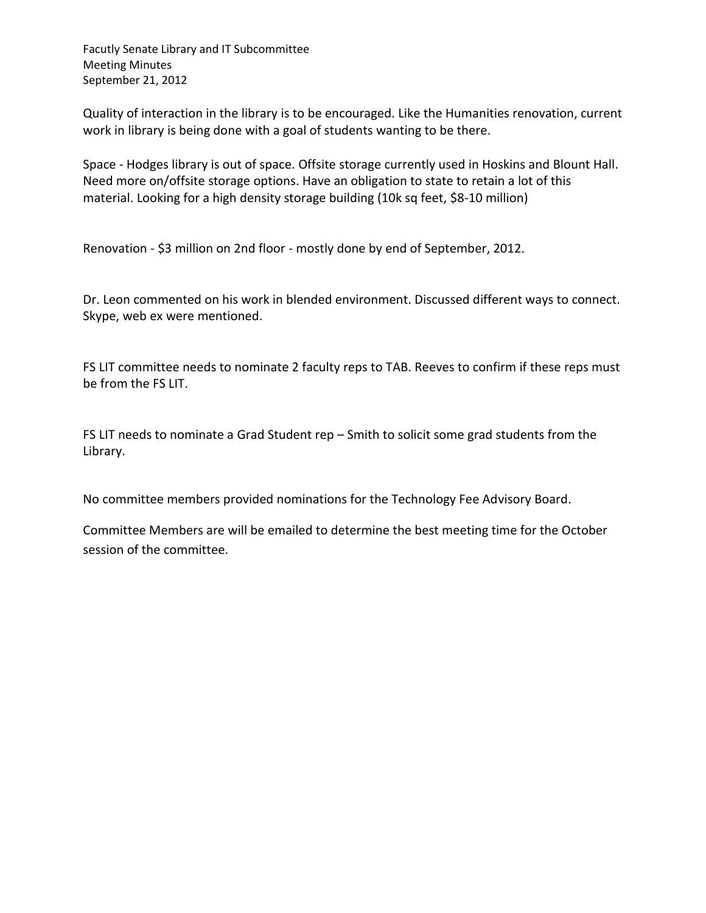Facutly Senate Library and IT Subcommittee
Meeting Minutes
September 21, 2012

Quality of interaction in the library is to be encouraged. Like the Humanities renovation, current work in library is being done with a goal of students wanting to be there.

Space - Hodges library is out of space. Offsite storage currently used in Hoskins and Blount Hall. Need more on/offsite storage options. Have an obligation to state to retain a lot of this material. Looking for a high density storage building (10k sq feet, $8-10 million)

Renovation - $3 million on 2nd floor - mostly done by end of September, 2012.

Dr. Leon commented on his work in blended environment. Discussed different ways to connect. Skype, web ex were mentioned.

FS LIT committee needs to nominate 2 faculty reps to TAB. Reeves to confirm if these reps must be from the FS LIT.

FS LIT needs to nominate a Grad Student rep – Smith to solicit some grad students from the Library.

No committee members provided nominations for the Technology Fee Advisory Board.

Committee Members are will be emailed to determine the best meeting time for the October session of the committee.